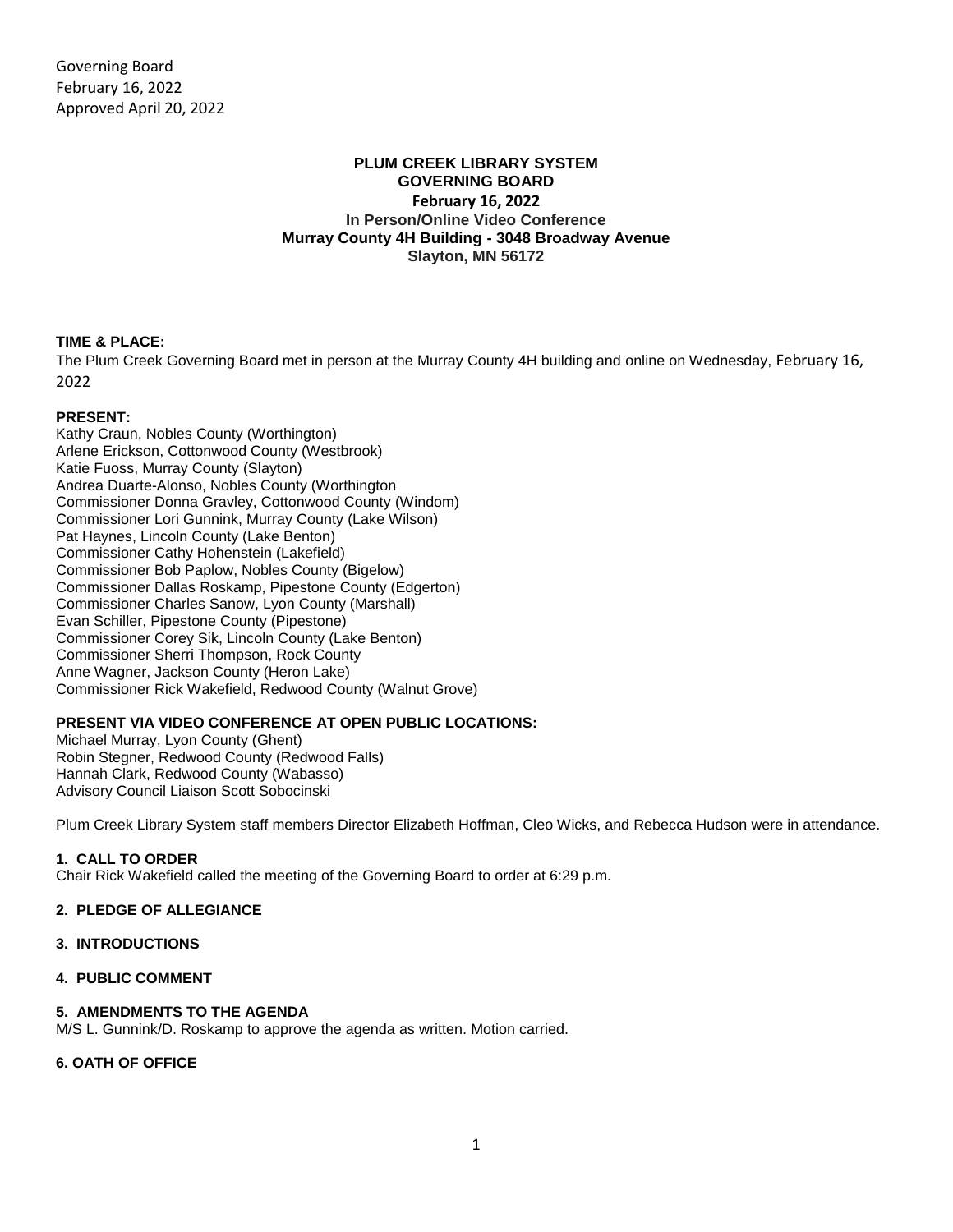Governing Board
February 16, 2022
Approved April 20, 2022

# PLUM CREEK LIBRARY SYSTEM
## GOVERNING BOARD
### February 16, 2022
**In Person/Online Video Conference**
**Murray County 4H Building - 3048 Broadway Avenue**
**Slayton, MN 56172**

**TIME & PLACE:**
The Plum Creek Governing Board met in person at the Murray County 4H building and online on Wednesday, February 16, 2022

**PRESENT:**
Kathy Craun, Nobles County (Worthington)
Arlene Erickson, Cottonwood County (Westbrook)
Katie Fuoss, Murray County (Slayton)
Andrea Duarte-Alonso, Nobles County (Worthington
Commissioner Donna Gravley, Cottonwood County (Windom)
Commissioner Lori Gunnink, Murray County (Lake Wilson)
Pat Haynes, Lincoln County (Lake Benton)
Commissioner Cathy Hohenstein (Lakefield)
Commissioner Bob Paplow, Nobles County (Bigelow)
Commissioner Dallas Roskamp, Pipestone County (Edgerton)
Commissioner Charles Sanow, Lyon County (Marshall)
Evan Schiller, Pipestone County (Pipestone)
Commissioner Corey Sik, Lincoln County (Lake Benton)
Commissioner Sherri Thompson, Rock County
Anne Wagner, Jackson County (Heron Lake)
Commissioner Rick Wakefield, Redwood County (Walnut Grove)

**PRESENT VIA VIDEO CONFERENCE AT OPEN PUBLIC LOCATIONS:**
Michael Murray, Lyon County (Ghent)
Robin Stegner, Redwood County (Redwood Falls)
Hannah Clark, Redwood County (Wabasso)
Advisory Council Liaison Scott Sobocinski

Plum Creek Library System staff members Director Elizabeth Hoffman, Cleo Wicks, and Rebecca Hudson were in attendance.

**1. CALL TO ORDER**
Chair Rick Wakefield called the meeting of the Governing Board to order at 6:29 p.m.

**2. PLEDGE OF ALLEGIANCE**

**3. INTRODUCTIONS**

**4. PUBLIC COMMENT**

**5. AMENDMENTS TO THE AGENDA**
M/S L. Gunnink/D. Roskamp to approve the agenda as written. Motion carried.

**6. OATH OF OFFICE**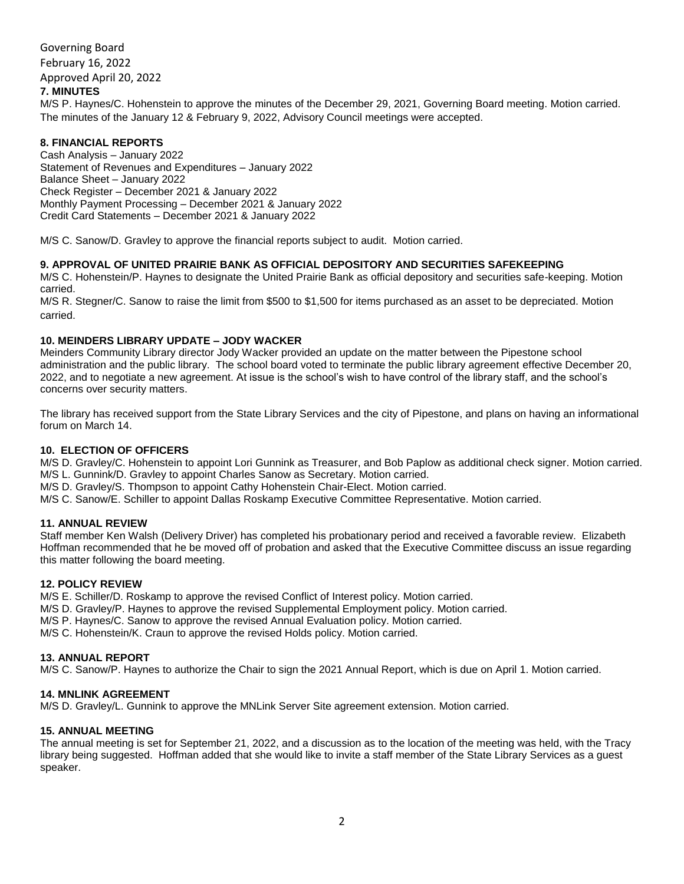Governing Board
February 16, 2022
Approved April 20, 2022

## 7. MINUTES

M/S P. Haynes/C. Hohenstein to approve the minutes of the December 29, 2021, Governing Board meeting. Motion carried. The minutes of the January 12 & February 9, 2022, Advisory Council meetings were accepted.

## 8. FINANCIAL REPORTS

Cash Analysis – January 2022
Statement of Revenues and Expenditures – January 2022
Balance Sheet – January 2022
Check Register – December 2021 & January 2022
Monthly Payment Processing – December 2021 & January 2022
Credit Card Statements – December 2021 & January 2022

M/S C. Sanow/D. Gravley to approve the financial reports subject to audit. Motion carried.

## 9. APPROVAL OF UNITED PRAIRIE BANK AS OFFICIAL DEPOSITORY AND SECURITIES SAFEKEEPING

M/S C. Hohenstein/P. Haynes to designate the United Prairie Bank as official depository and securities safe-keeping. Motion carried.

M/S R. Stegner/C. Sanow to raise the limit from $500 to $1,500 for items purchased as an asset to be depreciated. Motion carried.

## 10. MEINDERS LIBRARY UPDATE – JODY WACKER

Meinders Community Library director Jody Wacker provided an update on the matter between the Pipestone school administration and the public library. The school board voted to terminate the public library agreement effective December 20, 2022, and to negotiate a new agreement. At issue is the school's wish to have control of the library staff, and the school's concerns over security matters.

The library has received support from the State Library Services and the city of Pipestone, and plans on having an informational forum on March 14.

## 10. ELECTION OF OFFICERS

M/S D. Gravley/C. Hohenstein to appoint Lori Gunnink as Treasurer, and Bob Paplow as additional check signer. Motion carried.
M/S L. Gunnink/D. Gravley to appoint Charles Sanow as Secretary. Motion carried.
M/S D. Gravley/S. Thompson to appoint Cathy Hohenstein Chair-Elect. Motion carried.
M/S C. Sanow/E. Schiller to appoint Dallas Roskamp Executive Committee Representative. Motion carried.

## 11. ANNUAL REVIEW

Staff member Ken Walsh (Delivery Driver) has completed his probationary period and received a favorable review. Elizabeth Hoffman recommended that he be moved off of probation and asked that the Executive Committee discuss an issue regarding this matter following the board meeting.

## 12. POLICY REVIEW

M/S E. Schiller/D. Roskamp to approve the revised Conflict of Interest policy. Motion carried.
M/S D. Gravley/P. Haynes to approve the revised Supplemental Employment policy. Motion carried.
M/S P. Haynes/C. Sanow to approve the revised Annual Evaluation policy. Motion carried.
M/S C. Hohenstein/K. Craun to approve the revised Holds policy. Motion carried.

## 13. ANNUAL REPORT

M/S C. Sanow/P. Haynes to authorize the Chair to sign the 2021 Annual Report, which is due on April 1. Motion carried.

## 14. MNLINK AGREEMENT

M/S D. Gravley/L. Gunnink to approve the MNLink Server Site agreement extension. Motion carried.

## 15. ANNUAL MEETING

The annual meeting is set for September 21, 2022, and a discussion as to the location of the meeting was held, with the Tracy library being suggested. Hoffman added that she would like to invite a staff member of the State Library Services as a guest speaker.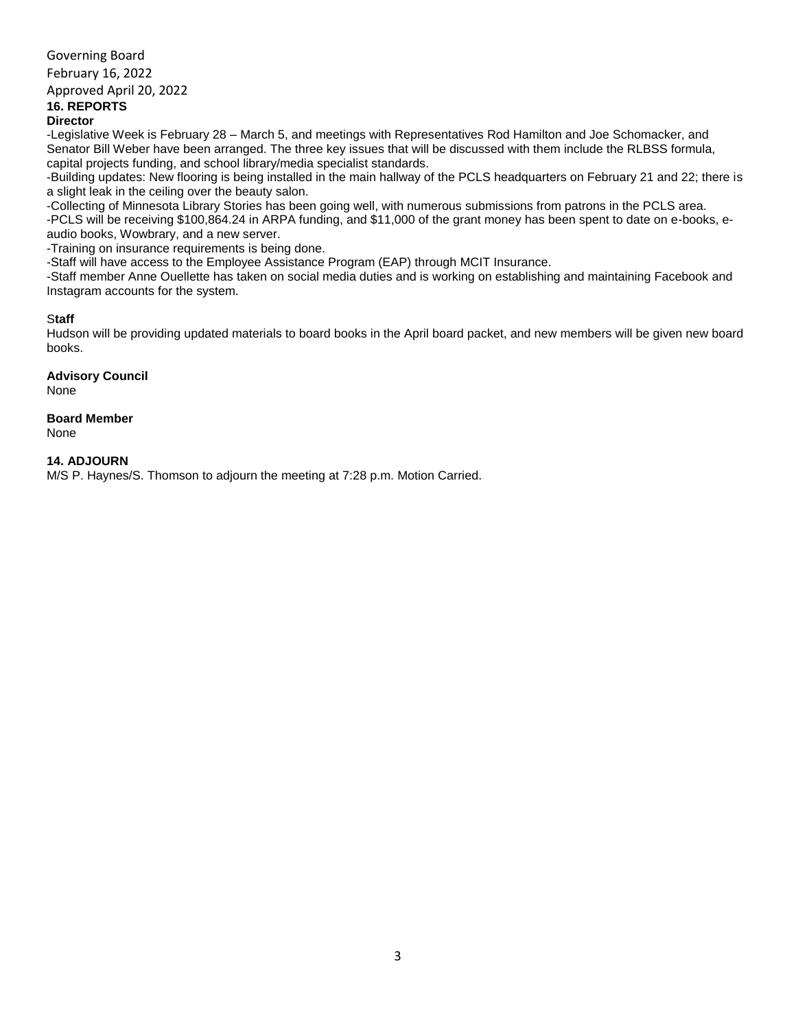Governing Board
February 16, 2022
Approved April 20, 2022

## 16. REPORTS

### Director

-Legislative Week is February 28 – March 5, and meetings with Representatives Rod Hamilton and Joe Schomacker, and Senator Bill Weber have been arranged. The three key issues that will be discussed with them include the RLBSS formula, capital projects funding, and school library/media specialist standards.
-Building updates: New flooring is being installed in the main hallway of the PCLS headquarters on February 21 and 22; there is a slight leak in the ceiling over the beauty salon.
-Collecting of Minnesota Library Stories has been going well, with numerous submissions from patrons in the PCLS area.
-PCLS will be receiving $100,864.24 in ARPA funding, and $11,000 of the grant money has been spent to date on e-books, e-audio books, Wowbrary, and a new server.
-Training on insurance requirements is being done.
-Staff will have access to the Employee Assistance Program (EAP) through MCIT Insurance.
-Staff member Anne Ouellette has taken on social media duties and is working on establishing and maintaining Facebook and Instagram accounts for the system.

### Staff

Hudson will be providing updated materials to board books in the April board packet, and new members will be given new board books.

### Advisory Council

None

### Board Member

None

## 14. ADJOURN

M/S P. Haynes/S. Thomson to adjourn the meeting at 7:28 p.m. Motion Carried.